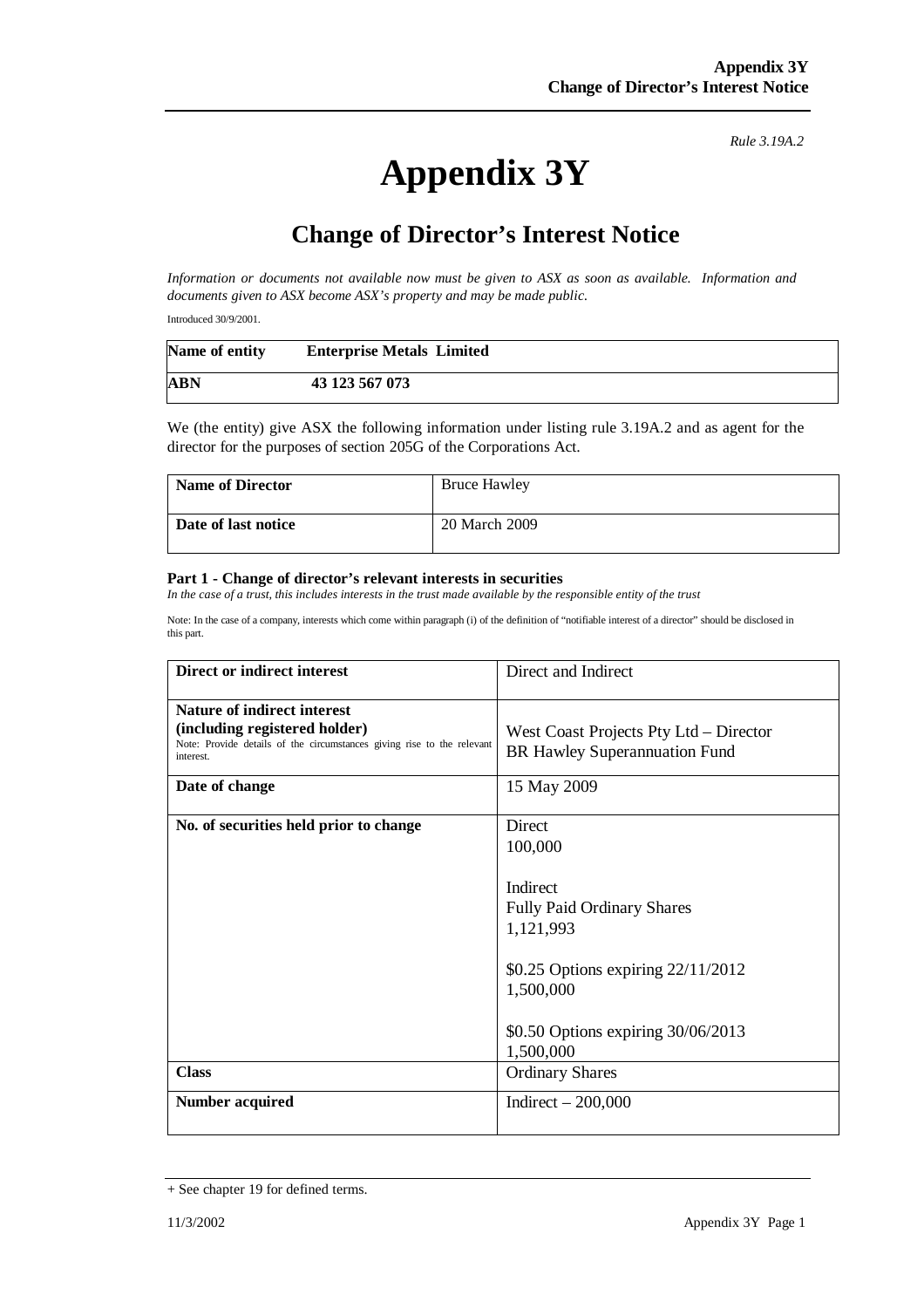*Rule 3.19A.2*

# Appendix 3Y

## Change of Director's Interest Notice

*Information or documents not available now must be given to ASX as soon as available. Information and documents given to ASX become ASX's property and may be made public.*

Introduced 30/9/2001.

| **Name of entity** | **Enterprise Metals Limited** |
|---|---|
| **ABN** | **43 123 567 073** |

We (the entity) give ASX the following information under listing rule 3.19A.2 and as agent for the director for the purposes of section 205G of the Corporations Act.

| **Name of Director** | Bruce Hawley |
|---|---|
| **Date of last notice** | 20 March 2009 |

#### Part 1 - Change of director's relevant interests in securities

*In the case of a trust, this includes interests in the trust made available by the responsible entity of the trust*

Note: In the case of a company, interests which come within paragraph (i) of the definition of "notifiable interest of a director" should be disclosed in this part.

| **Direct or indirect interest** | Direct and Indirect |
|---|---|
| **Nature of indirect interest (including registered holder)**<br>Note: Provide details of the circumstances giving rise to the relevant interest. | West Coast Projects Pty Ltd – Director<br>BR Hawley Superannuation Fund |
| **Date of change** | 15 May 2009 |
| **No. of securities held prior to change** | Direct<br>100,000<br><br>Indirect<br>Fully Paid Ordinary Shares<br>1,121,993<br><br>$0.25 Options expiring 22/11/2012<br>1,500,000<br><br>$0.50 Options expiring 30/06/2013<br>1,500,000 |
| **Class** | Ordinary Shares |
| **Number acquired** | Indirect – 200,000 |

+ See chapter 19 for defined terms.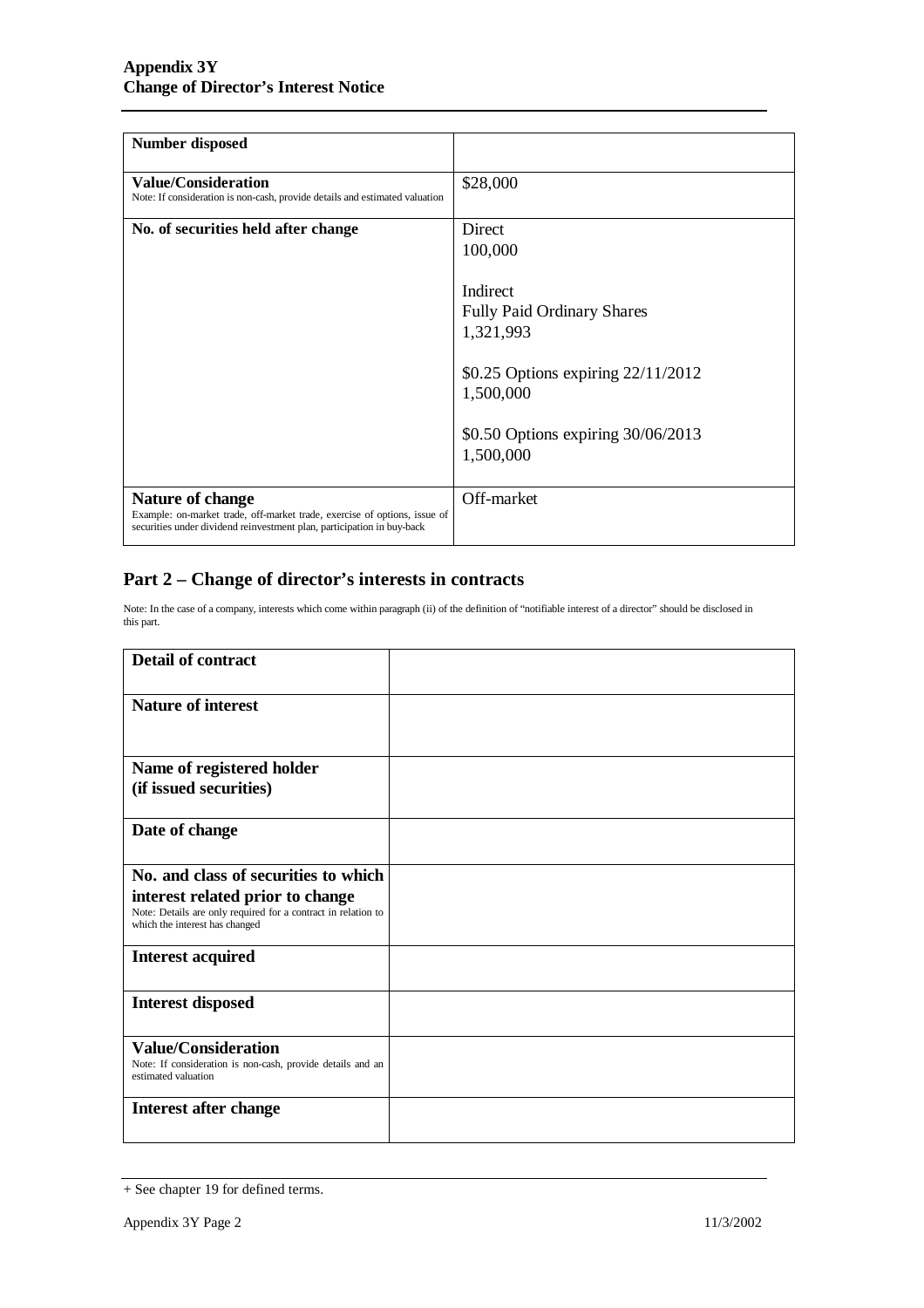| | |
|---|---|
| **Number disposed** | |
| **Value/Consideration**<br>Note: If consideration is non-cash, provide details and estimated valuation | $28,000 |
| **No. of securities held after change** | Direct<br>100,000<br><br>Indirect<br>Fully Paid Ordinary Shares<br>1,321,993<br><br>$0.25 Options expiring 22/11/2012<br>1,500,000<br><br>$0.50 Options expiring 30/06/2013<br>1,500,000 |
| **Nature of change**<br>Example: on-market trade, off-market trade, exercise of options, issue of securities under dividend reinvestment plan, participation in buy-back | Off-market |

## Part 2 – Change of director's interests in contracts

Note: In the case of a company, interests which come within paragraph (ii) of the definition of "notifiable interest of a director" should be disclosed in this part.

| | |
|---|---|
| **Detail of contract** | |
| **Nature of interest** | |
| **Name of registered holder (if issued securities)** | |
| **Date of change** | |
| **No. and class of securities to which interest related prior to change**<br>Note: Details are only required for a contract in relation to which the interest has changed | |
| **Interest acquired** | |
| **Interest disposed** | |
| **Value/Consideration**<br>Note: If consideration is non-cash, provide details and an estimated valuation | |
| **Interest after change** | |

+ See chapter 19 for defined terms.